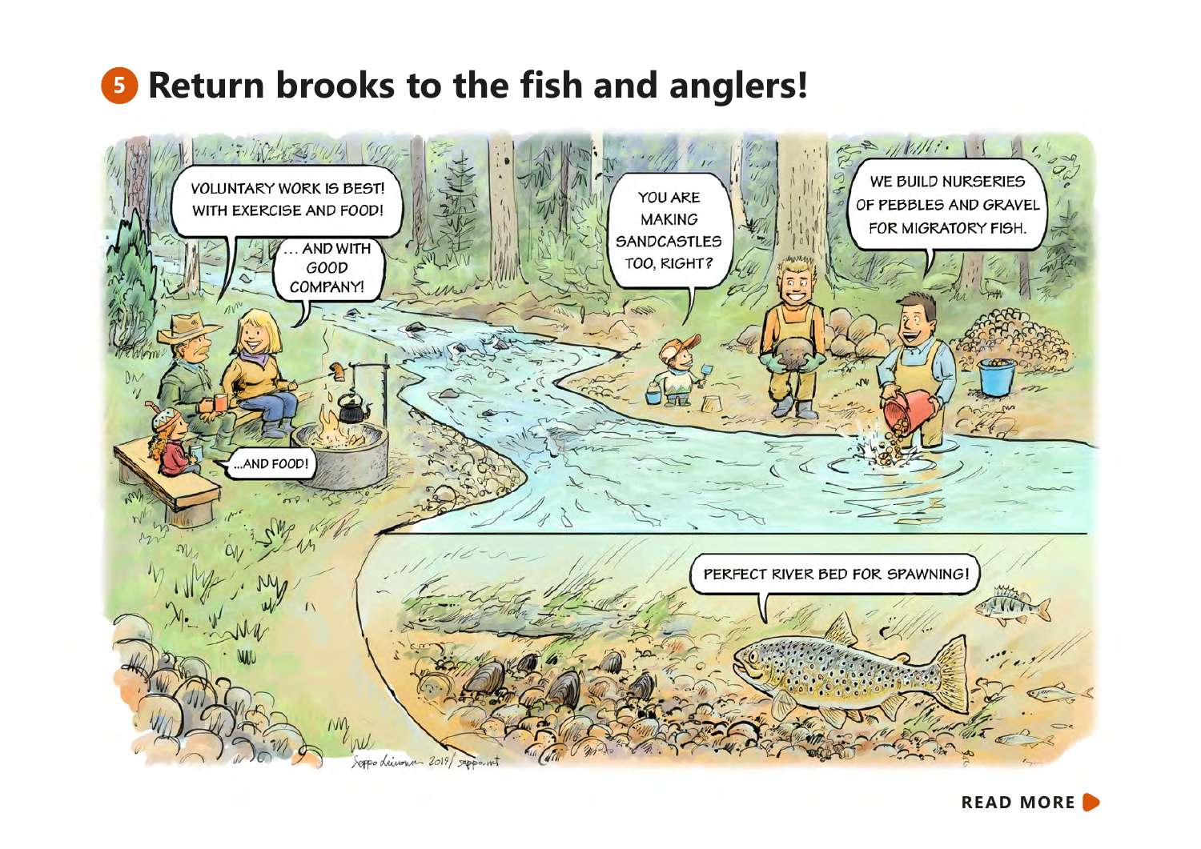# 5 Return brooks to the fish and anglers!

VOLUNTARY WORK IS BEST! WITH EXERCISE AND FOOD!

... AND WITH GOOD COMPANY!

...AND FOOD!

YOU ARE MAKING SANDCASTLES TOO, RIGHT?

WE BUILD NURSERIES OF PEBBLES AND GRAVEL FOR MIGRATORY FISH.

PERFECT RIVER BED FOR SPAWNING!

Seppo Leinonen 2019/ seppo.net

**READ MORE**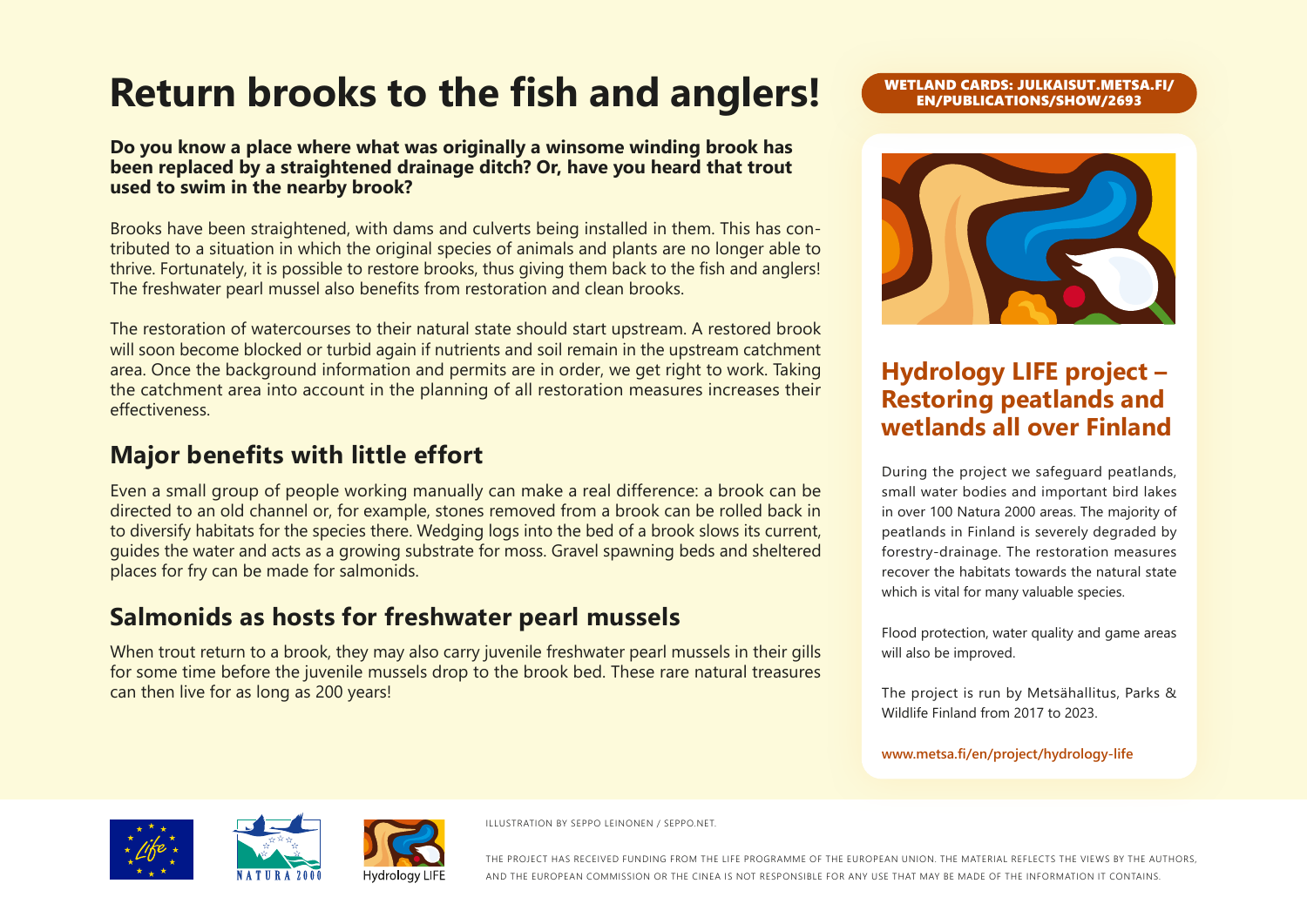# Return brooks to the fish and anglers!

**Do you know a place where what was originally a winsome winding brook has been replaced by a straightened drainage ditch? Or, have you heard that trout used to swim in the nearby brook?**

Brooks have been straightened, with dams and culverts being installed in them. This has contributed to a situation in which the original species of animals and plants are no longer able to thrive. Fortunately, it is possible to restore brooks, thus giving them back to the fish and anglers! The freshwater pearl mussel also benefits from restoration and clean brooks.

The restoration of watercourses to their natural state should start upstream. A restored brook will soon become blocked or turbid again if nutrients and soil remain in the upstream catchment area. Once the background information and permits are in order, we get right to work. Taking the catchment area into account in the planning of all restoration measures increases their effectiveness.

## Major benefits with little effort

Even a small group of people working manually can make a real difference: a brook can be directed to an old channel or, for example, stones removed from a brook can be rolled back in to diversify habitats for the species there. Wedging logs into the bed of a brook slows its current, guides the water and acts as a growing substrate for moss. Gravel spawning beds and sheltered places for fry can be made for salmonids.

## Salmonids as hosts for freshwater pearl mussels

When trout return to a brook, they may also carry juvenile freshwater pearl mussels in their gills for some time before the juvenile mussels drop to the brook bed. These rare natural treasures can then live for as long as 200 years!

**WETLAND CARDS: JULKAISUT.METSA.FI/EN/PUBLICATIONS/SHOW/2693**

## Hydrology LIFE project – Restoring peatlands and wetlands all over Finland

During the project we safeguard peatlands, small water bodies and important bird lakes in over 100 Natura 2000 areas. The majority of peatlands in Finland is severely degraded by forestry-drainage. The restoration measures recover the habitats towards the natural state which is vital for many valuable species.

Flood protection, water quality and game areas will also be improved.

The project is run by Metsähallitus, Parks & Wildlife Finland from 2017 to 2023.

**www.metsa.fi/en/project/hydrology-life**

ILLUSTRATION BY SEPPO LEINONEN / SEPPO.NET.

THE PROJECT HAS RECEIVED FUNDING FROM THE LIFE PROGRAMME OF THE EUROPEAN UNION. THE MATERIAL REFLECTS THE VIEWS BY THE AUTHORS, AND THE EUROPEAN COMMISSION OR THE CINEA IS NOT RESPONSIBLE FOR ANY USE THAT MAY BE MADE OF THE INFORMATION IT CONTAINS.